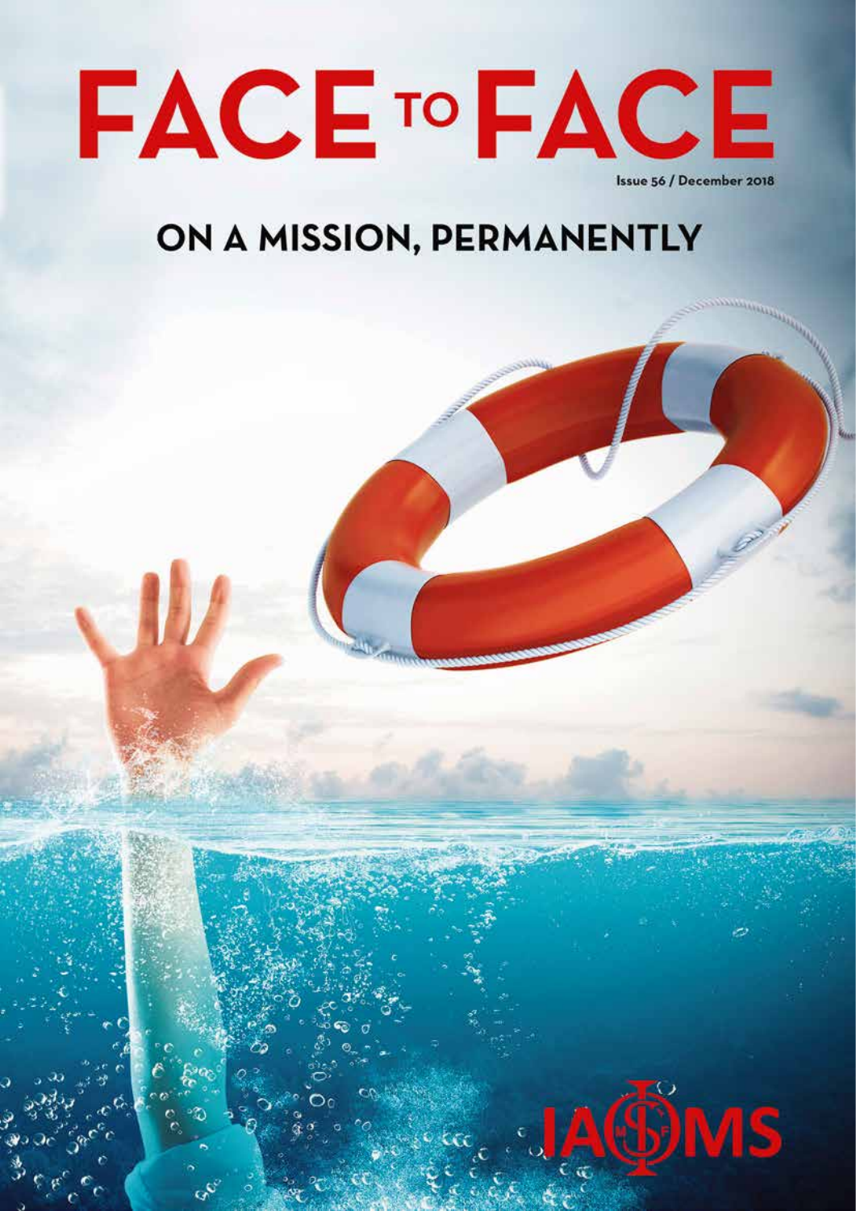# FACE TO FACE

Issue 56 / December 2018

## ON A MISSION, PERMANENTLY

IAMS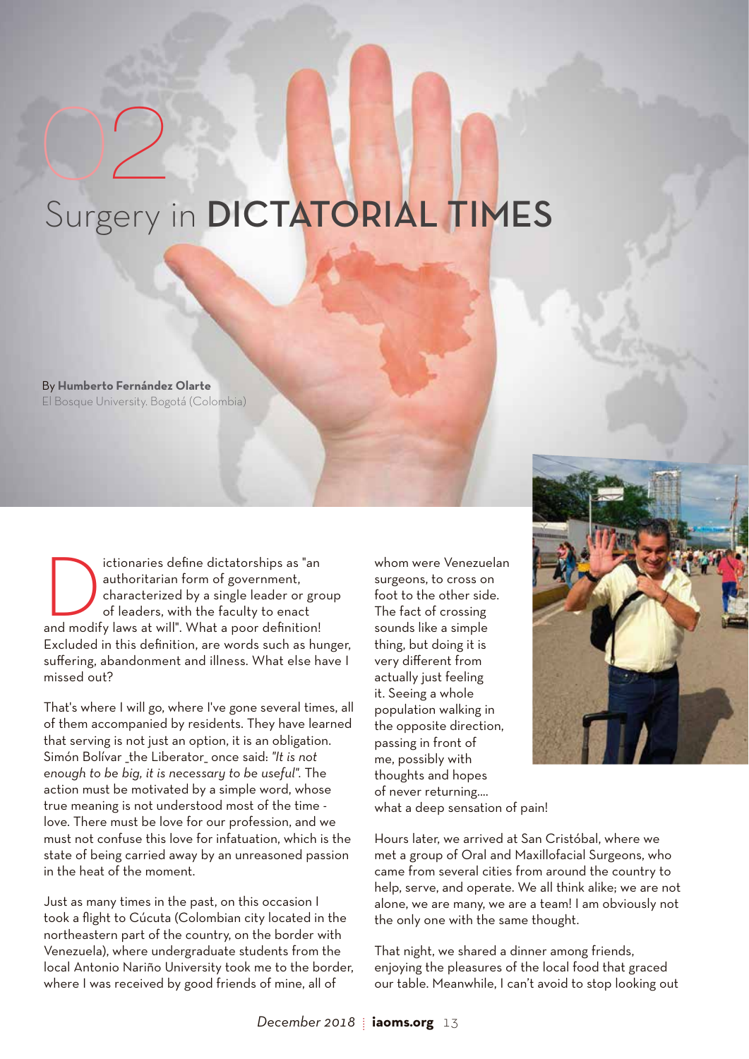# 02

# Surgery in DICTATORIAL TIMES

By **Humberto Fernández Olarte**
El Bosque University. Bogotá (Colombia)

Dictionaries define dictatorships as "an authoritarian form of government, characterized by a single leader or group of leaders, with the faculty to enact and modify laws at will". What a poor definition! Excluded in this definition, are words such as hunger, suffering, abandonment and illness. What else have I missed out?

That's where I will go, where I've gone several times, all of them accompanied by residents. They have learned that serving is not just an option, it is an obligation. Simón Bolívar _the Liberator_ once said: *"It is not enough to be big, it is necessary to be useful"*. The action must be motivated by a simple word, whose true meaning is not understood most of the time - love. There must be love for our profession, and we must not confuse this love for infatuation, which is the state of being carried away by an unreasoned passion in the heat of the moment.

Just as many times in the past, on this occasion I took a flight to Cúcuta (Colombian city located in the northeastern part of the country, on the border with Venezuela), where undergraduate students from the local Antonio Nariño University took me to the border, where I was received by good friends of mine, all of whom were Venezuelan surgeons, to cross on foot to the other side. The fact of crossing sounds like a simple thing, but doing it is very different from actually just feeling it. Seeing a whole population walking in the opposite direction, passing in front of me, possibly with thoughts and hopes of never returning.... what a deep sensation of pain!

Hours later, we arrived at San Cristóbal, where we met a group of Oral and Maxillofacial Surgeons, who came from several cities from around the country to help, serve, and operate. We all think alike; we are not alone, we are many, we are a team! I am obviously not the only one with the same thought.

That night, we shared a dinner among friends, enjoying the pleasures of the local food that graced our table. Meanwhile, I can't avoid to stop looking out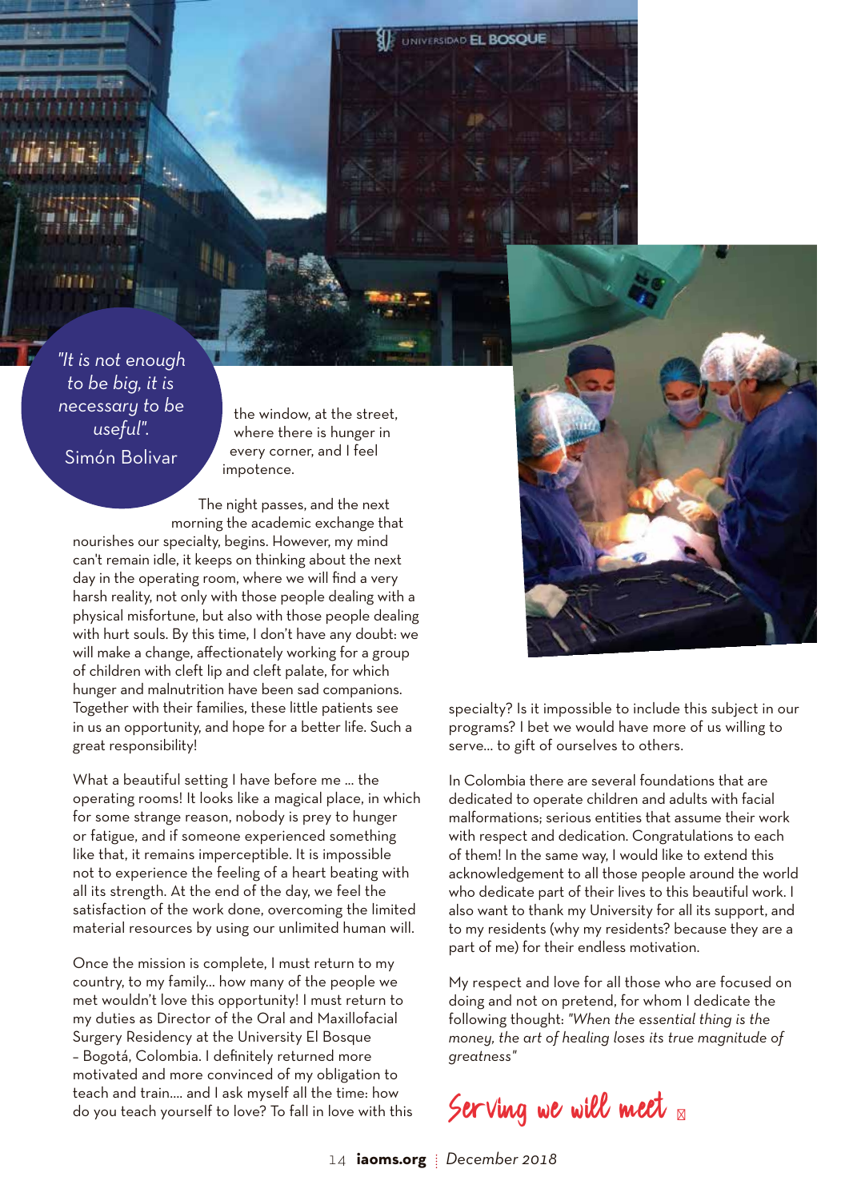*"It is not enough to be big, it is necessary to be useful".*
Simón Bolivar

the window, at the street, where there is hunger in every corner, and I feel impotence.

The night passes, and the next morning the academic exchange that nourishes our specialty, begins. However, my mind can't remain idle, it keeps on thinking about the next day in the operating room, where we will find a very harsh reality, not only with those people dealing with a physical misfortune, but also with those people dealing with hurt souls. By this time, I don't have any doubt: we will make a change, affectionately working for a group of children with cleft lip and cleft palate, for which hunger and malnutrition have been sad companions. Together with their families, these little patients see in us an opportunity, and hope for a better life. Such a great responsibility!

What a beautiful setting I have before me ... the operating rooms! It looks like a magical place, in which for some strange reason, nobody is prey to hunger or fatigue, and if someone experienced something like that, it remains imperceptible. It is impossible not to experience the feeling of a heart beating with all its strength. At the end of the day, we feel the satisfaction of the work done, overcoming the limited material resources by using our unlimited human will.

Once the mission is complete, I must return to my country, to my family... how many of the people we met wouldn't love this opportunity! I must return to my duties as Director of the Oral and Maxillofacial Surgery Residency at the University El Bosque – Bogotá, Colombia. I definitely returned more motivated and more convinced of my obligation to teach and train.... and I ask myself all the time: how do you teach yourself to love? To fall in love with this specialty? Is it impossible to include this subject in our programs? I bet we would have more of us willing to serve... to gift of ourselves to others.

In Colombia there are several foundations that are dedicated to operate children and adults with facial malformations; serious entities that assume their work with respect and dedication. Congratulations to each of them! In the same way, I would like to extend this acknowledgement to all those people around the world who dedicate part of their lives to this beautiful work. I also want to thank my University for all its support, and to my residents (why my residents? because they are a part of me) for their endless motivation.

My respect and love for all those who are focused on doing and not on pretend, for whom I dedicate the following thought: *"When the essential thing is the money, the art of healing loses its true magnitude of greatness"*

Serving we will meet